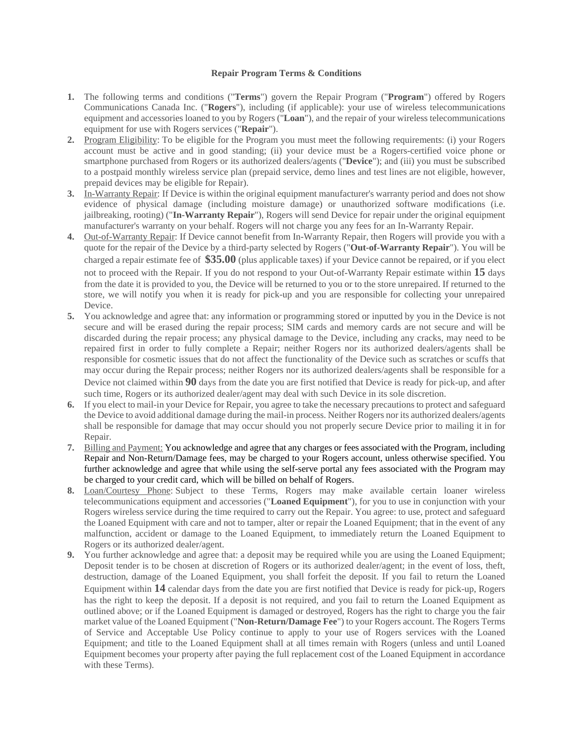# Repair Program Terms & Conditions

1. The following terms and conditions ("**Terms**") govern the Repair Program ("**Program**") offered by Rogers Communications Canada Inc. ("**Rogers**"), including (if applicable): your use of wireless telecommunications equipment and accessories loaned to you by Rogers ("**Loan**"), and the repair of your wireless telecommunications equipment for use with Rogers services ("**Repair**").
2. Program Eligibility: To be eligible for the Program you must meet the following requirements: (i) your Rogers account must be active and in good standing; (ii) your device must be a Rogers-certified voice phone or smartphone purchased from Rogers or its authorized dealers/agents ("**Device**"); and (iii) you must be subscribed to a postpaid monthly wireless service plan (prepaid service, demo lines and test lines are not eligible, however, prepaid devices may be eligible for Repair).
3. In-Warranty Repair: If Device is within the original equipment manufacturer's warranty period and does not show evidence of physical damage (including moisture damage) or unauthorized software modifications (i.e. jailbreaking, rooting) ("**In-Warranty Repair**"), Rogers will send Device for repair under the original equipment manufacturer's warranty on your behalf. Rogers will not charge you any fees for an In-Warranty Repair.
4. Out-of-Warranty Repair: If Device cannot benefit from In-Warranty Repair, then Rogers will provide you with a quote for the repair of the Device by a third-party selected by Rogers ("**Out-of-Warranty Repair**"). You will be charged a repair estimate fee of **$35.00** (plus applicable taxes) if your Device cannot be repaired, or if you elect not to proceed with the Repair. If you do not respond to your Out-of-Warranty Repair estimate within **15** days from the date it is provided to you, the Device will be returned to you or to the store unrepaired. If returned to the store, we will notify you when it is ready for pick-up and you are responsible for collecting your unrepaired Device.
5. You acknowledge and agree that: any information or programming stored or inputted by you in the Device is not secure and will be erased during the repair process; SIM cards and memory cards are not secure and will be discarded during the repair process; any physical damage to the Device, including any cracks, may need to be repaired first in order to fully complete a Repair; neither Rogers nor its authorized dealers/agents shall be responsible for cosmetic issues that do not affect the functionality of the Device such as scratches or scuffs that may occur during the Repair process; neither Rogers nor its authorized dealers/agents shall be responsible for a Device not claimed within **90** days from the date you are first notified that Device is ready for pick-up, and after such time, Rogers or its authorized dealer/agent may deal with such Device in its sole discretion.
6. If you elect to mail-in your Device for Repair, you agree to take the necessary precautions to protect and safeguard the Device to avoid additional damage during the mail-in process. Neither Rogers nor its authorized dealers/agents shall be responsible for damage that may occur should you not properly secure Device prior to mailing it in for Repair.
7. Billing and Payment: You acknowledge and agree that any charges or fees associated with the Program, including Repair and Non-Return/Damage fees, may be charged to your Rogers account, unless otherwise specified. You further acknowledge and agree that while using the self-serve portal any fees associated with the Program may be charged to your credit card, which will be billed on behalf of Rogers.
8. Loan/Courtesy Phone: Subject to these Terms, Rogers may make available certain loaner wireless telecommunications equipment and accessories ("**Loaned Equipment**"), for you to use in conjunction with your Rogers wireless service during the time required to carry out the Repair. You agree: to use, protect and safeguard the Loaned Equipment with care and not to tamper, alter or repair the Loaned Equipment; that in the event of any malfunction, accident or damage to the Loaned Equipment, to immediately return the Loaned Equipment to Rogers or its authorized dealer/agent.
9. You further acknowledge and agree that: a deposit may be required while you are using the Loaned Equipment; Deposit tender is to be chosen at discretion of Rogers or its authorized dealer/agent; in the event of loss, theft, destruction, damage of the Loaned Equipment, you shall forfeit the deposit. If you fail to return the Loaned Equipment within **14** calendar days from the date you are first notified that Device is ready for pick-up, Rogers has the right to keep the deposit. If a deposit is not required, and you fail to return the Loaned Equipment as outlined above; or if the Loaned Equipment is damaged or destroyed, Rogers has the right to charge you the fair market value of the Loaned Equipment ("**Non-Return/Damage Fee**") to your Rogers account. The Rogers Terms of Service and Acceptable Use Policy continue to apply to your use of Rogers services with the Loaned Equipment; and title to the Loaned Equipment shall at all times remain with Rogers (unless and until Loaned Equipment becomes your property after paying the full replacement cost of the Loaned Equipment in accordance with these Terms).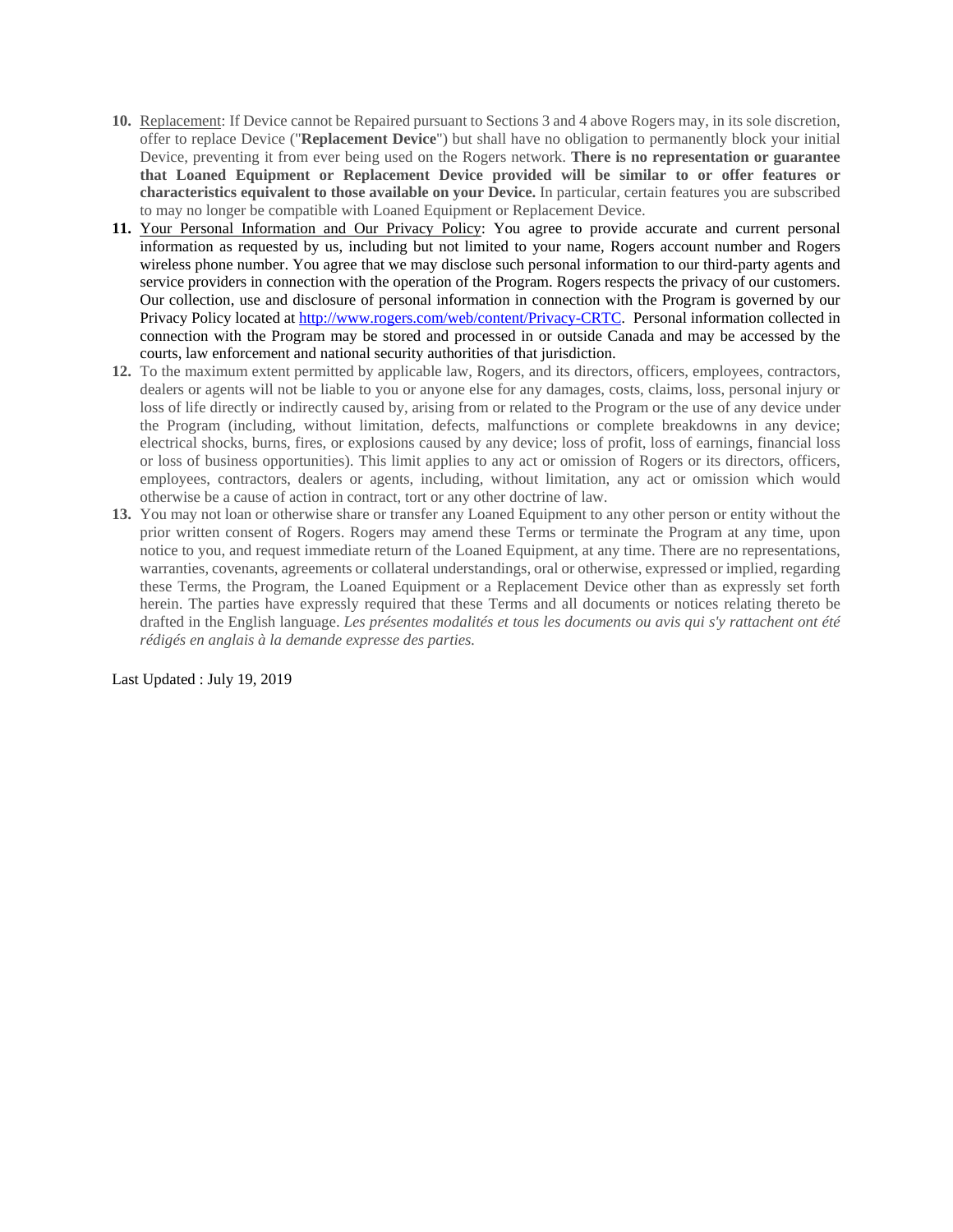10. Replacement: If Device cannot be Repaired pursuant to Sections 3 and 4 above Rogers may, in its sole discretion, offer to replace Device ("**Replacement Device**") but shall have no obligation to permanently block your initial Device, preventing it from ever being used on the Rogers network. **There is no representation or guarantee that Loaned Equipment or Replacement Device provided will be similar to or offer features or characteristics equivalent to those available on your Device.** In particular, certain features you are subscribed to may no longer be compatible with Loaned Equipment or Replacement Device.
11. Your Personal Information and Our Privacy Policy: You agree to provide accurate and current personal information as requested by us, including but not limited to your name, Rogers account number and Rogers wireless phone number. You agree that we may disclose such personal information to our third-party agents and service providers in connection with the operation of the Program. Rogers respects the privacy of our customers. Our collection, use and disclosure of personal information in connection with the Program is governed by our Privacy Policy located at [http://www.rogers.com/web/content/Privacy-CRTC](http://www.rogers.com/web/content/Privacy-CRTC). Personal information collected in connection with the Program may be stored and processed in or outside Canada and may be accessed by the courts, law enforcement and national security authorities of that jurisdiction.
12. To the maximum extent permitted by applicable law, Rogers, and its directors, officers, employees, contractors, dealers or agents will not be liable to you or anyone else for any damages, costs, claims, loss, personal injury or loss of life directly or indirectly caused by, arising from or related to the Program or the use of any device under the Program (including, without limitation, defects, malfunctions or complete breakdowns in any device; electrical shocks, burns, fires, or explosions caused by any device; loss of profit, loss of earnings, financial loss or loss of business opportunities). This limit applies to any act or omission of Rogers or its directors, officers, employees, contractors, dealers or agents, including, without limitation, any act or omission which would otherwise be a cause of action in contract, tort or any other doctrine of law.
13. You may not loan or otherwise share or transfer any Loaned Equipment to any other person or entity without the prior written consent of Rogers. Rogers may amend these Terms or terminate the Program at any time, upon notice to you, and request immediate return of the Loaned Equipment, at any time. There are no representations, warranties, covenants, agreements or collateral understandings, oral or otherwise, expressed or implied, regarding these Terms, the Program, the Loaned Equipment or a Replacement Device other than as expressly set forth herein. The parties have expressly required that these Terms and all documents or notices relating thereto be drafted in the English language. *Les présentes modalités et tous les documents ou avis qui s'y rattachent ont été rédigés en anglais à la demande expresse des parties.*

Last Updated : July 19, 2019